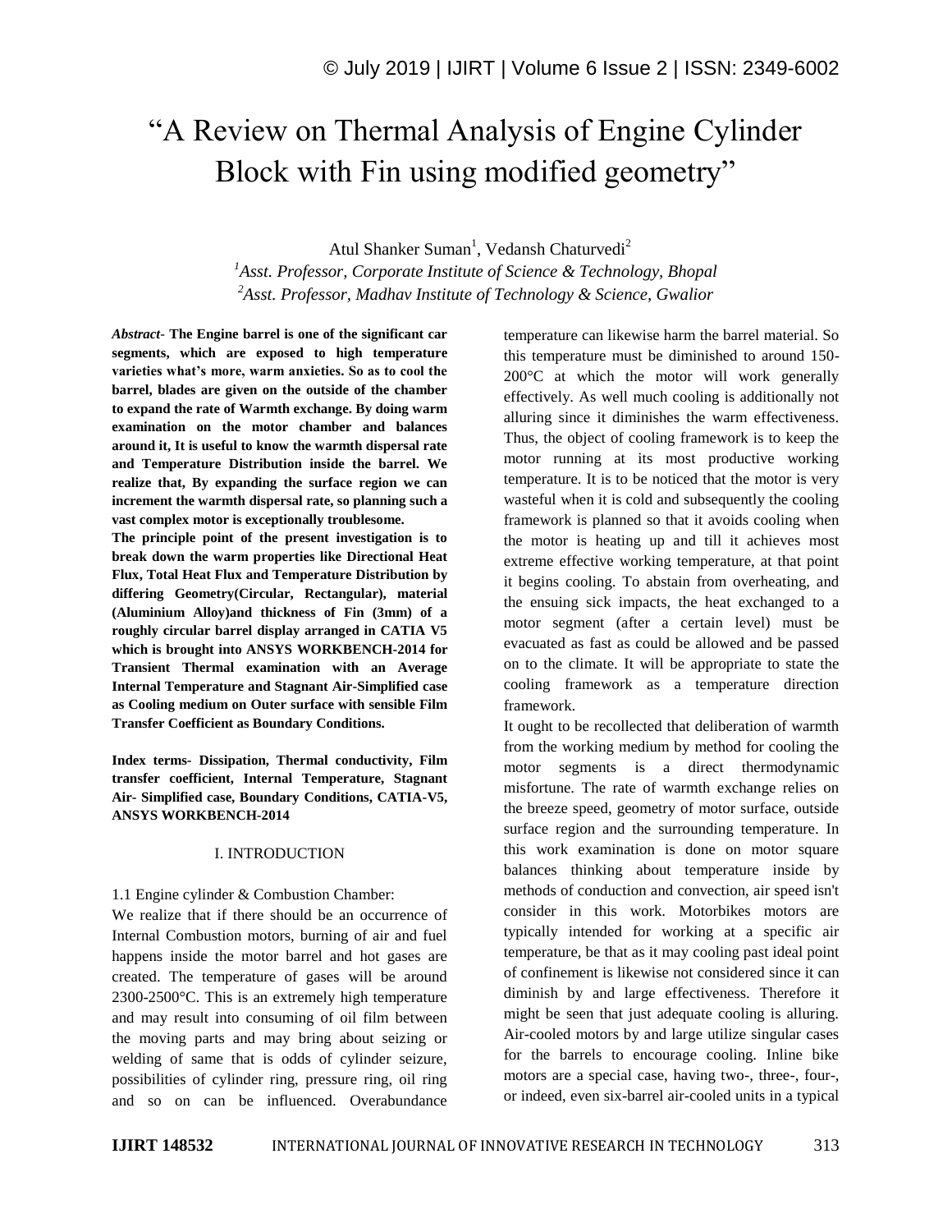# "A Review on Thermal Analysis of Engine Cylinder Block with Fin using modified geometry"

Atul Shanker Suman[1], Vedansh Chaturvedi[2]

[1]*Asst. Professor, Corporate Institute of Science & Technology, Bhopal*
[2]*Asst. Professor, Madhav Institute of Technology & Science, Gwalior*

***Abstract*- The Engine barrel is one of the significant car segments, which are exposed to high temperature varieties what's more, warm anxieties. So as to cool the barrel, blades are given on the outside of the chamber to expand the rate of Warmth exchange. By doing warm examination on the motor chamber and balances around it, It is useful to know the warmth dispersal rate and Temperature Distribution inside the barrel. We realize that, By expanding the surface region we can increment the warmth dispersal rate, so planning such a vast complex motor is exceptionally troublesome.**

**The principle point of the present investigation is to break down the warm properties like Directional Heat Flux, Total Heat Flux and Temperature Distribution by differing Geometry(Circular, Rectangular), material (Aluminium Alloy)and thickness of Fin (3mm) of a roughly circular barrel display arranged in CATIA V5 which is brought into ANSYS WORKBENCH-2014 for Transient Thermal examination with an Average Internal Temperature and Stagnant Air-Simplified case as Cooling medium on Outer surface with sensible Film Transfer Coefficient as Boundary Conditions.**

**Index terms- Dissipation, Thermal conductivity, Film transfer coefficient, Internal Temperature, Stagnant Air- Simplified case, Boundary Conditions, CATIA-V5, ANSYS WORKBENCH-2014**

## I. INTRODUCTION

### 1.1 Engine cylinder & Combustion Chamber:

We realize that if there should be an occurrence of Internal Combustion motors, burning of air and fuel happens inside the motor barrel and hot gases are created. The temperature of gases will be around 2300-2500°C. This is an extremely high temperature and may result into consuming of oil film between the moving parts and may bring about seizing or welding of same that is odds of cylinder seizure, possibilities of cylinder ring, pressure ring, oil ring and so on can be influenced. Overabundance temperature can likewise harm the barrel material. So this temperature must be diminished to around 150-200°C at which the motor will work generally effectively. As well much cooling is additionally not alluring since it diminishes the warm effectiveness. Thus, the object of cooling framework is to keep the motor running at its most productive working temperature. It is to be noticed that the motor is very wasteful when it is cold and subsequently the cooling framework is planned so that it avoids cooling when the motor is heating up and till it achieves most extreme effective working temperature, at that point it begins cooling. To abstain from overheating, and the ensuing sick impacts, the heat exchanged to a motor segment (after a certain level) must be evacuated as fast as could be allowed and be passed on to the climate. It will be appropriate to state the cooling framework as a temperature direction framework.

It ought to be recollected that deliberation of warmth from the working medium by method for cooling the motor segments is a direct thermodynamic misfortune. The rate of warmth exchange relies on the breeze speed, geometry of motor surface, outside surface region and the surrounding temperature. In this work examination is done on motor square balances thinking about temperature inside by methods of conduction and convection, air speed isn't consider in this work. Motorbikes motors are typically intended for working at a specific air temperature, be that as it may cooling past ideal point of confinement is likewise not considered since it can diminish by and large effectiveness. Therefore it might be seen that just adequate cooling is alluring. Air-cooled motors by and large utilize singular cases for the barrels to encourage cooling. Inline bike motors are a special case, having two-, three-, four-, or indeed, even six-barrel air-cooled units in a typical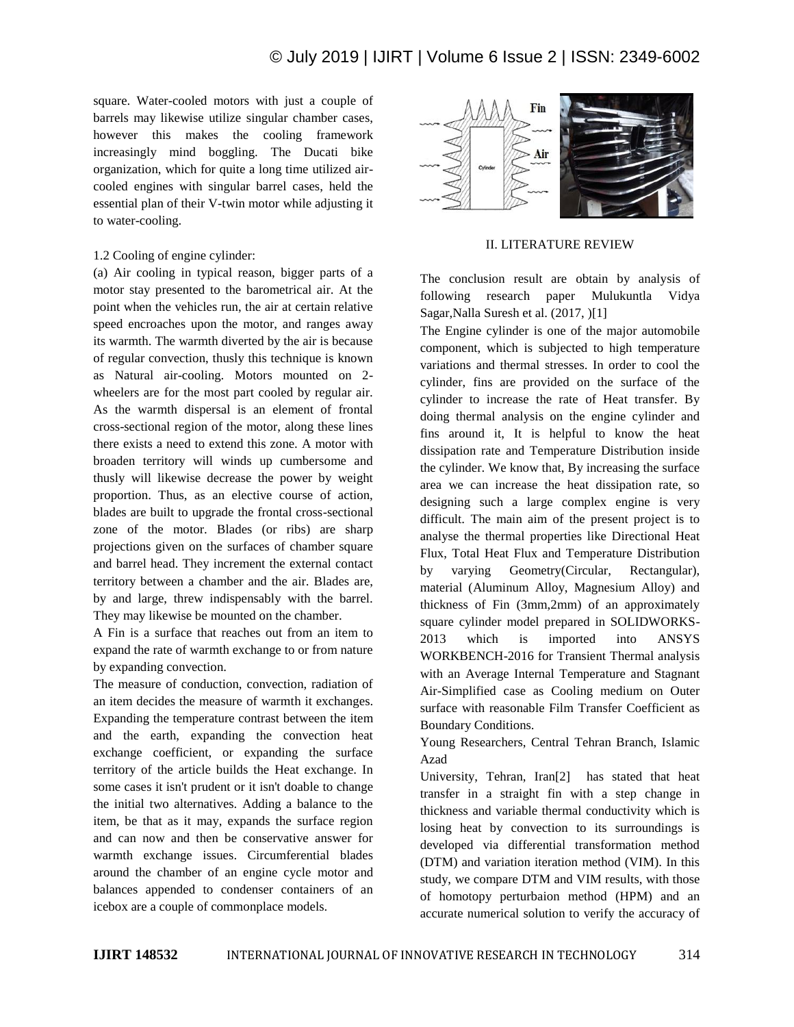square. Water-cooled motors with just a couple of barrels may likewise utilize singular chamber cases, however this makes the cooling framework increasingly mind boggling. The Ducati bike organization, which for quite a long time utilized air-cooled engines with singular barrel cases, held the essential plan of their V-twin motor while adjusting it to water-cooling.

1.2 Cooling of engine cylinder:

(a) Air cooling in typical reason, bigger parts of a motor stay presented to the barometrical air. At the point when the vehicles run, the air at certain relative speed encroaches upon the motor, and ranges away its warmth. The warmth diverted by the air is because of regular convection, thusly this technique is known as Natural air-cooling. Motors mounted on 2-wheelers are for the most part cooled by regular air. As the warmth dispersal is an element of frontal cross-sectional region of the motor, along these lines there exists a need to extend this zone. A motor with broaden territory will winds up cumbersome and thusly will likewise decrease the power by weight proportion. Thus, as an elective course of action, blades are built to upgrade the frontal cross-sectional zone of the motor. Blades (or ribs) are sharp projections given on the surfaces of chamber square and barrel head. They increment the external contact territory between a chamber and the air. Blades are, by and large, threw indispensably with the barrel. They may likewise be mounted on the chamber.

A Fin is a surface that reaches out from an item to expand the rate of warmth exchange to or from nature by expanding convection.

The measure of conduction, convection, radiation of an item decides the measure of warmth it exchanges. Expanding the temperature contrast between the item and the earth, expanding the convection heat exchange coefficient, or expanding the surface territory of the article builds the Heat exchange. In some cases it isn't prudent or it isn't doable to change the initial two alternatives. Adding a balance to the item, be that as it may, expands the surface region and can now and then be conservative answer for warmth exchange issues. Circumferential blades around the chamber of an engine cycle motor and balances appended to condenser containers of an icebox are a couple of commonplace models.

## II. LITERATURE REVIEW

The conclusion result are obtain by analysis of following research paper Mulukuntla Vidya Sagar,Nalla Suresh et al. (2017, )[1]

The Engine cylinder is one of the major automobile component, which is subjected to high temperature variations and thermal stresses. In order to cool the cylinder, fins are provided on the surface of the cylinder to increase the rate of Heat transfer. By doing thermal analysis on the engine cylinder and fins around it, It is helpful to know the heat dissipation rate and Temperature Distribution inside the cylinder. We know that, By increasing the surface area we can increase the heat dissipation rate, so designing such a large complex engine is very difficult. The main aim of the present project is to analyse the thermal properties like Directional Heat Flux, Total Heat Flux and Temperature Distribution by varying Geometry(Circular, Rectangular), material (Aluminum Alloy, Magnesium Alloy) and thickness of Fin (3mm,2mm) of an approximately square cylinder model prepared in SOLIDWORKS-2013 which is imported into ANSYS WORKBENCH-2016 for Transient Thermal analysis with an Average Internal Temperature and Stagnant Air-Simplified case as Cooling medium on Outer surface with reasonable Film Transfer Coefficient as Boundary Conditions.

Young Researchers, Central Tehran Branch, Islamic Azad

University, Tehran, Iran[2] has stated that heat transfer in a straight fin with a step change in thickness and variable thermal conductivity which is losing heat by convection to its surroundings is developed via differential transformation method (DTM) and variation iteration method (VIM). In this study, we compare DTM and VIM results, with those of homotopy perturbaion method (HPM) and an accurate numerical solution to verify the accuracy of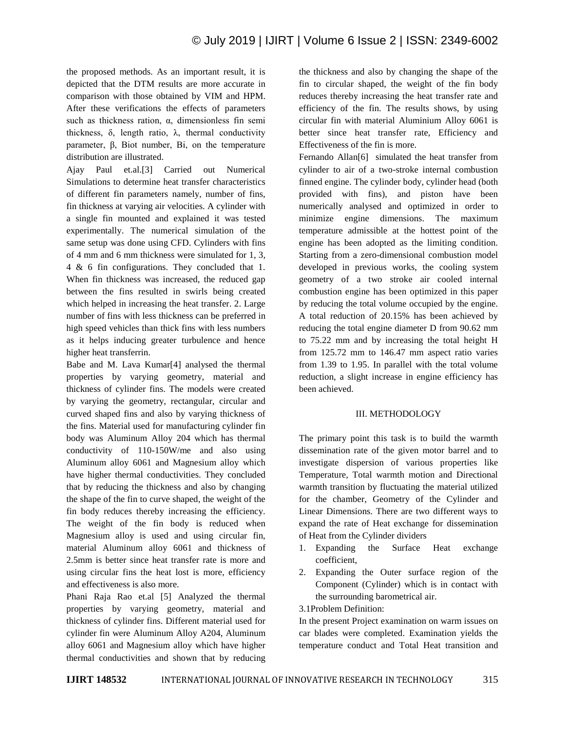the proposed methods. As an important result, it is depicted that the DTM results are more accurate in comparison with those obtained by VIM and HPM. After these verifications the effects of parameters such as thickness ration, α, dimensionless fin semi thickness, δ, length ratio, λ, thermal conductivity parameter, β, Biot number, Bi, on the temperature distribution are illustrated.

Ajay Paul et.al.[3] Carried out Numerical Simulations to determine heat transfer characteristics of different fin parameters namely, number of fins, fin thickness at varying air velocities. A cylinder with a single fin mounted and explained it was tested experimentally. The numerical simulation of the same setup was done using CFD. Cylinders with fins of 4 mm and 6 mm thickness were simulated for 1, 3, 4 & 6 fin configurations. They concluded that 1. When fin thickness was increased, the reduced gap between the fins resulted in swirls being created which helped in increasing the heat transfer. 2. Large number of fins with less thickness can be preferred in high speed vehicles than thick fins with less numbers as it helps inducing greater turbulence and hence higher heat transferrin.

Babe and M. Lava Kumar[4] analysed the thermal properties by varying geometry, material and thickness of cylinder fins. The models were created by varying the geometry, rectangular, circular and curved shaped fins and also by varying thickness of the fins. Material used for manufacturing cylinder fin body was Aluminum Alloy 204 which has thermal conductivity of 110-150W/me and also using Aluminum alloy 6061 and Magnesium alloy which have higher thermal conductivities. They concluded that by reducing the thickness and also by changing the shape of the fin to curve shaped, the weight of the fin body reduces thereby increasing the efficiency. The weight of the fin body is reduced when Magnesium alloy is used and using circular fin, material Aluminum alloy 6061 and thickness of 2.5mm is better since heat transfer rate is more and using circular fins the heat lost is more, efficiency and effectiveness is also more.

Phani Raja Rao et.al [5] Analyzed the thermal properties by varying geometry, material and thickness of cylinder fins. Different material used for cylinder fin were Aluminum Alloy A204, Aluminum alloy 6061 and Magnesium alloy which have higher thermal conductivities and shown that by reducing the thickness and also by changing the shape of the fin to circular shaped, the weight of the fin body reduces thereby increasing the heat transfer rate and efficiency of the fin. The results shows, by using circular fin with material Aluminium Alloy 6061 is better since heat transfer rate, Efficiency and Effectiveness of the fin is more.

Fernando Allan[6] simulated the heat transfer from cylinder to air of a two-stroke internal combustion finned engine. The cylinder body, cylinder head (both provided with fins), and piston have been numerically analysed and optimized in order to minimize engine dimensions. The maximum temperature admissible at the hottest point of the engine has been adopted as the limiting condition. Starting from a zero-dimensional combustion model developed in previous works, the cooling system geometry of a two stroke air cooled internal combustion engine has been optimized in this paper by reducing the total volume occupied by the engine. A total reduction of 20.15% has been achieved by reducing the total engine diameter D from 90.62 mm to 75.22 mm and by increasing the total height H from 125.72 mm to 146.47 mm aspect ratio varies from 1.39 to 1.95. In parallel with the total volume reduction, a slight increase in engine efficiency has been achieved.

## III. METHODOLOGY

The primary point this task is to build the warmth dissemination rate of the given motor barrel and to investigate dispersion of various properties like Temperature, Total warmth motion and Directional warmth transition by fluctuating the material utilized for the chamber, Geometry of the Cylinder and Linear Dimensions. There are two different ways to expand the rate of Heat exchange for dissemination of Heat from the Cylinder dividers

1. Expanding the Surface Heat exchange coefficient,
2. Expanding the Outer surface region of the Component (Cylinder) which is in contact with the surrounding barometrical air.

### 3.1Problem Definition:

In the present Project examination on warm issues on car blades were completed. Examination yields the temperature conduct and Total Heat transition and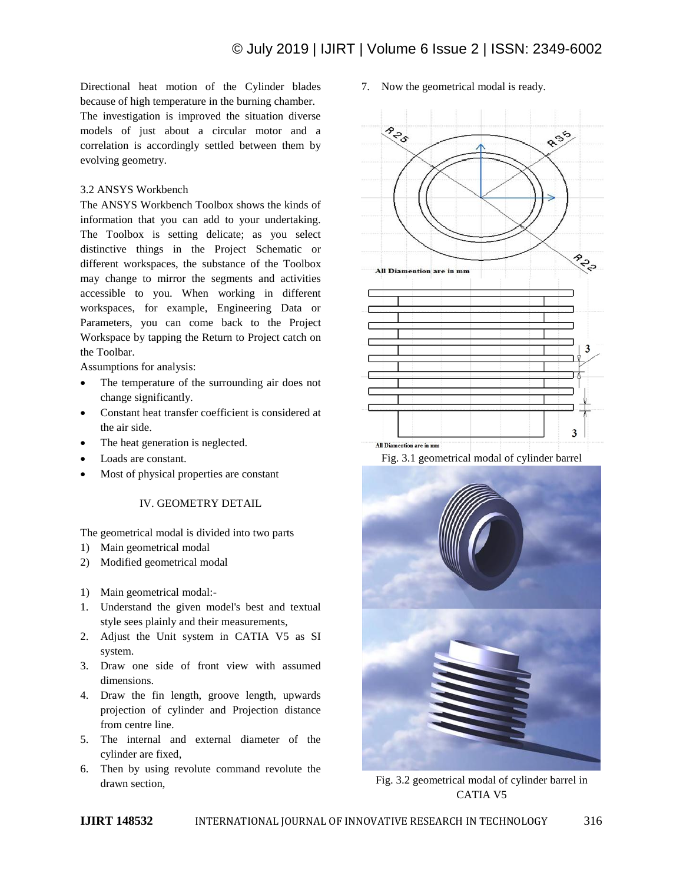Directional heat motion of the Cylinder blades because of high temperature in the burning chamber. The investigation is improved the situation diverse models of just about a circular motor and a correlation is accordingly settled between them by evolving geometry.

### 3.2 ANSYS Workbench

The ANSYS Workbench Toolbox shows the kinds of information that you can add to your undertaking. The Toolbox is setting delicate; as you select distinctive things in the Project Schematic or different workspaces, the substance of the Toolbox may change to mirror the segments and activities accessible to you. When working in different workspaces, for example, Engineering Data or Parameters, you can come back to the Project Workspace by tapping the Return to Project catch on the Toolbar.

Assumptions for analysis:

- The temperature of the surrounding air does not change significantly.
- Constant heat transfer coefficient is considered at the air side.
- The heat generation is neglected.
- Loads are constant.
- Most of physical properties are constant

## IV. GEOMETRY DETAIL

The geometrical modal is divided into two parts

1) Main geometrical modal
2) Modified geometrical modal

1) Main geometrical modal:-

1. Understand the given model's best and textual style sees plainly and their measurements,
2. Adjust the Unit system in CATIA V5 as SI system.
3. Draw one side of front view with assumed dimensions.
4. Draw the fin length, groove length, upwards projection of cylinder and Projection distance from centre line.
5. The internal and external diameter of the cylinder are fixed,
6. Then by using revolute command revolute the drawn section,
7. Now the geometrical modal is ready.

Fig. 3.1 geometrical modal of cylinder barrel

Fig. 3.2 geometrical modal of cylinder barrel in CATIA V5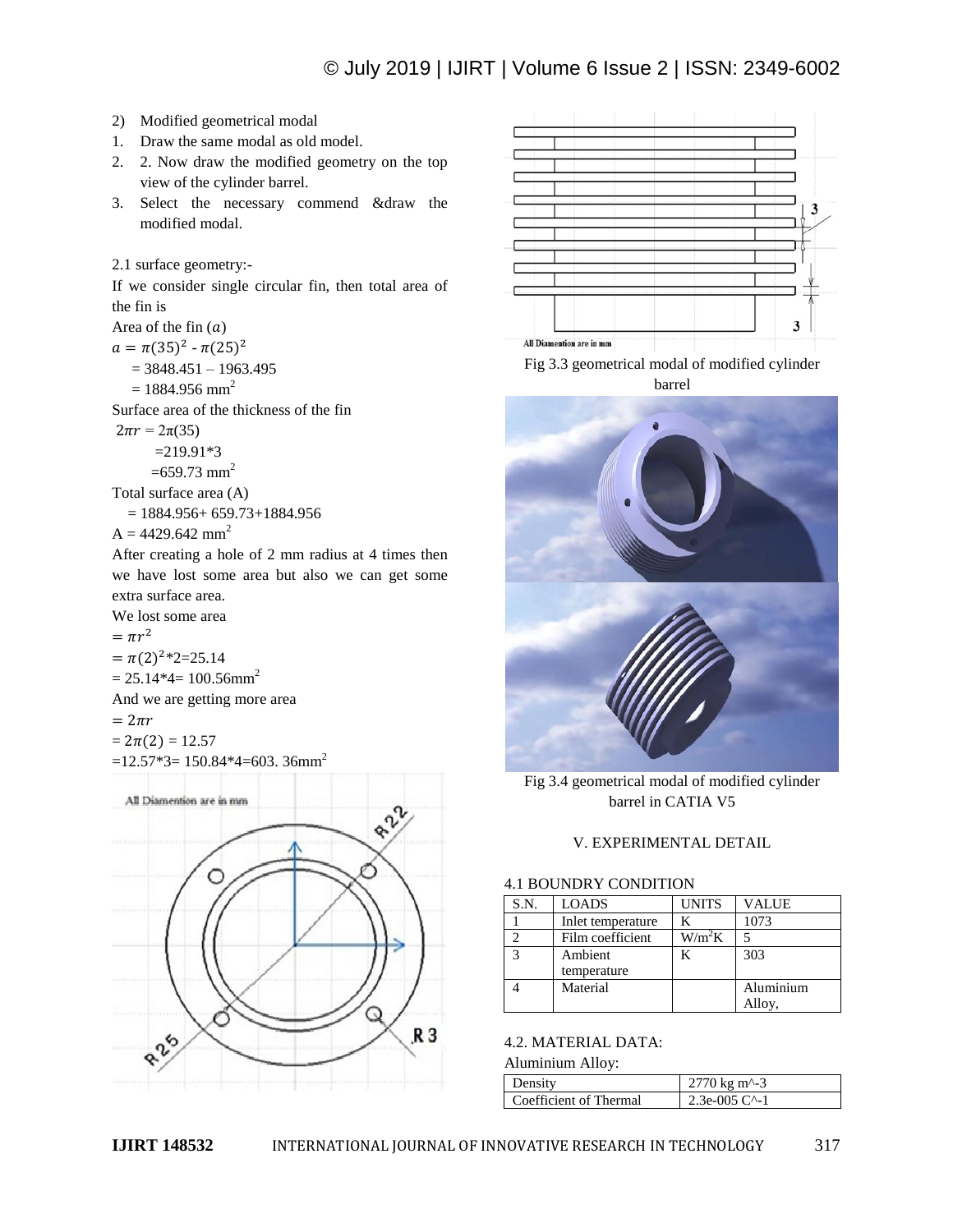2) Modified geometrical modal
1. Draw the same modal as old model.
2. 2. Now draw the modified geometry on the top view of the cylinder barrel.
3. Select the necessary commend &draw the modified modal.

2.1 surface geometry:-

If we consider single circular fin, then total area of the fin is

Area of the fin ($a$)

$a = \pi(35)^2 - \pi(25)^2$

$= 3848.451 - 1963.495$

$= 1884.956 \text{ mm}^2$

Surface area of the thickness of the fin

$2\pi r = 2\pi(35)$

$=219.91*3$

$=659.73 \text{ mm}^2$

Total surface area (A)

$= 1884.956+ 659.73+1884.956$

$A = 4429.642 \text{ mm}^2$

After creating a hole of 2 mm radius at 4 times then we have lost some area but also we can get some extra surface area.

We lost some area

$= \pi r^2$

$= \pi(2)^2*2=25.14$

$= 25.14*4= 100.56\text{mm}^2$

And we are getting more area

$= 2\pi r$

$= 2\pi(2) = 12.57$

$=12.57*3= 150.84*4=603.\ 36\text{mm}^2$

Fig 3.3 geometrical modal of modified cylinder barrel

Fig 3.4 geometrical modal of modified cylinder barrel in CATIA V5

## V. EXPERIMENTAL DETAIL

### 4.1 BOUNDRY CONDITION

| S.N. | LOADS | UNITS | VALUE |
|---|---|---|---|
| 1 | Inlet temperature | K | 1073 |
| 2 | Film coefficient | $W/m^2K$ | 5 |
| 3 | Ambient temperature | K | 303 |
| 4 | Material | | Aluminium Alloy, |

### 4.2. MATERIAL DATA:

Aluminium Alloy:

| Density | 2770 kg m^-3 |
|---|---|
| Coefficient of Thermal | 2.3e-005 C^-1 |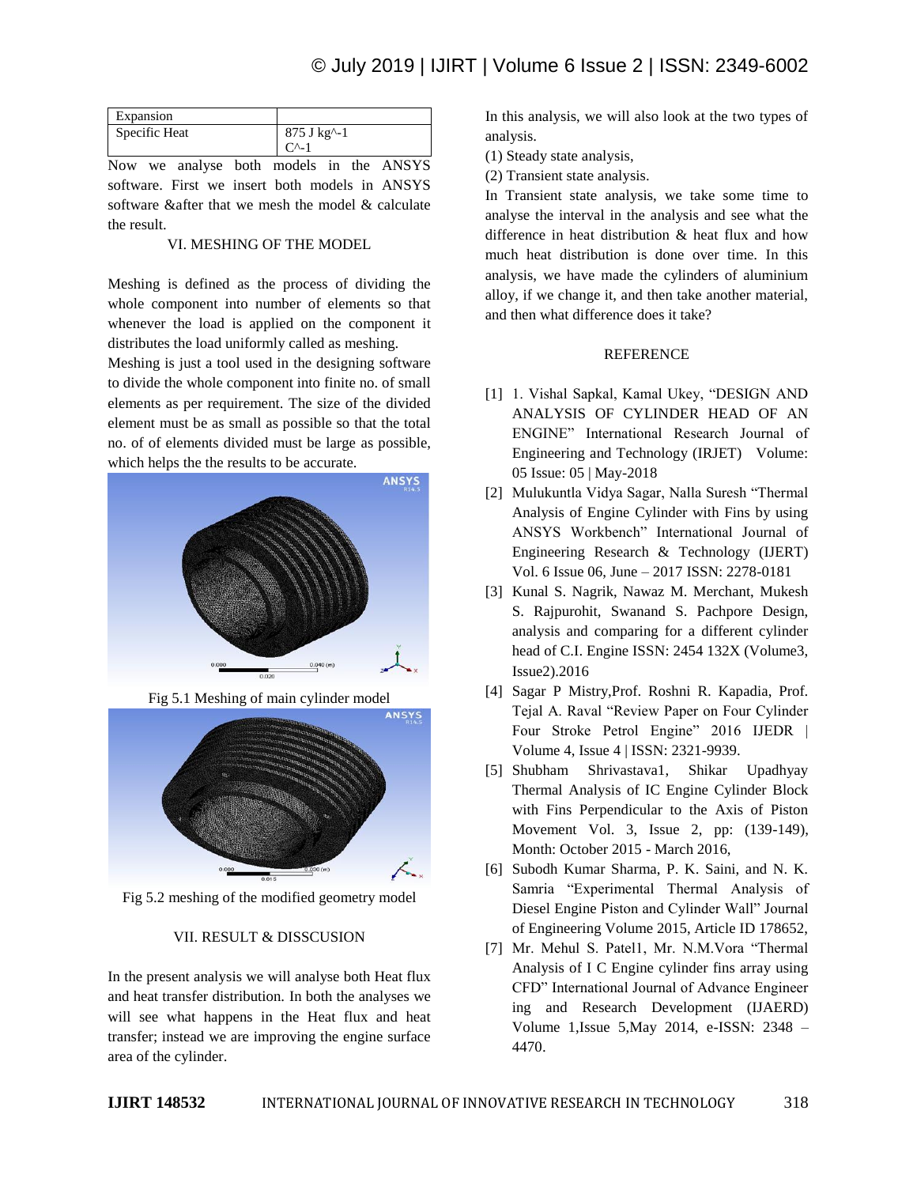| Expansion | |
|---|---|
| Specific Heat | 875 J kg^-1 C^-1 |

Now we analyse both models in the ANSYS software. First we insert both models in ANSYS software &after that we mesh the model & calculate the result.

## VI. MESHING OF THE MODEL

Meshing is defined as the process of dividing the whole component into number of elements so that whenever the load is applied on the component it distributes the load uniformly called as meshing.

Meshing is just a tool used in the designing software to divide the whole component into finite no. of small elements as per requirement. The size of the divided element must be as small as possible so that the total no. of of elements divided must be large as possible, which helps the the results to be accurate.

Fig 5.1 Meshing of main cylinder model

Fig 5.2 meshing of the modified geometry model

## VII. RESULT & DISSCUSION

In the present analysis we will analyse both Heat flux and heat transfer distribution. In both the analyses we will see what happens in the Heat flux and heat transfer; instead we are improving the engine surface area of the cylinder.

In this analysis, we will also look at the two types of analysis.

(1) Steady state analysis,

(2) Transient state analysis.

In Transient state analysis, we take some time to analyse the interval in the analysis and see what the difference in heat distribution & heat flux and how much heat distribution is done over time. In this analysis, we have made the cylinders of aluminium alloy, if we change it, and then take another material, and then what difference does it take?

## REFERENCE

[1] 1. Vishal Sapkal, Kamal Ukey, "DESIGN AND ANALYSIS OF CYLINDER HEAD OF AN ENGINE" International Research Journal of Engineering and Technology (IRJET) Volume: 05 Issue: 05 | May-2018

[2] Mulukuntla Vidya Sagar, Nalla Suresh "Thermal Analysis of Engine Cylinder with Fins by using ANSYS Workbench" International Journal of Engineering Research & Technology (IJERT) Vol. 6 Issue 06, June – 2017 ISSN: 2278-0181

[3] Kunal S. Nagrik, Nawaz M. Merchant, Mukesh S. Rajpurohit, Swanand S. Pachpore Design, analysis and comparing for a different cylinder head of C.I. Engine ISSN: 2454 132X (Volume3, Issue2).2016

[4] Sagar P Mistry,Prof. Roshni R. Kapadia, Prof. Tejal A. Raval "Review Paper on Four Cylinder Four Stroke Petrol Engine" 2016 IJEDR | Volume 4, Issue 4 | ISSN: 2321-9939.

[5] Shubham Shrivastava1, Shikar Upadhyay Thermal Analysis of IC Engine Cylinder Block with Fins Perpendicular to the Axis of Piston Movement Vol. 3, Issue 2, pp: (139-149), Month: October 2015 - March 2016,

[6] Subodh Kumar Sharma, P. K. Saini, and N. K. Samria "Experimental Thermal Analysis of Diesel Engine Piston and Cylinder Wall" Journal of Engineering Volume 2015, Article ID 178652,

[7] Mr. Mehul S. Patel1, Mr. N.M.Vora "Thermal Analysis of I C Engine cylinder fins array using CFD" International Journal of Advance Engineer ing and Research Development (IJAERD) Volume 1,Issue 5,May 2014, e-ISSN: 2348 – 4470.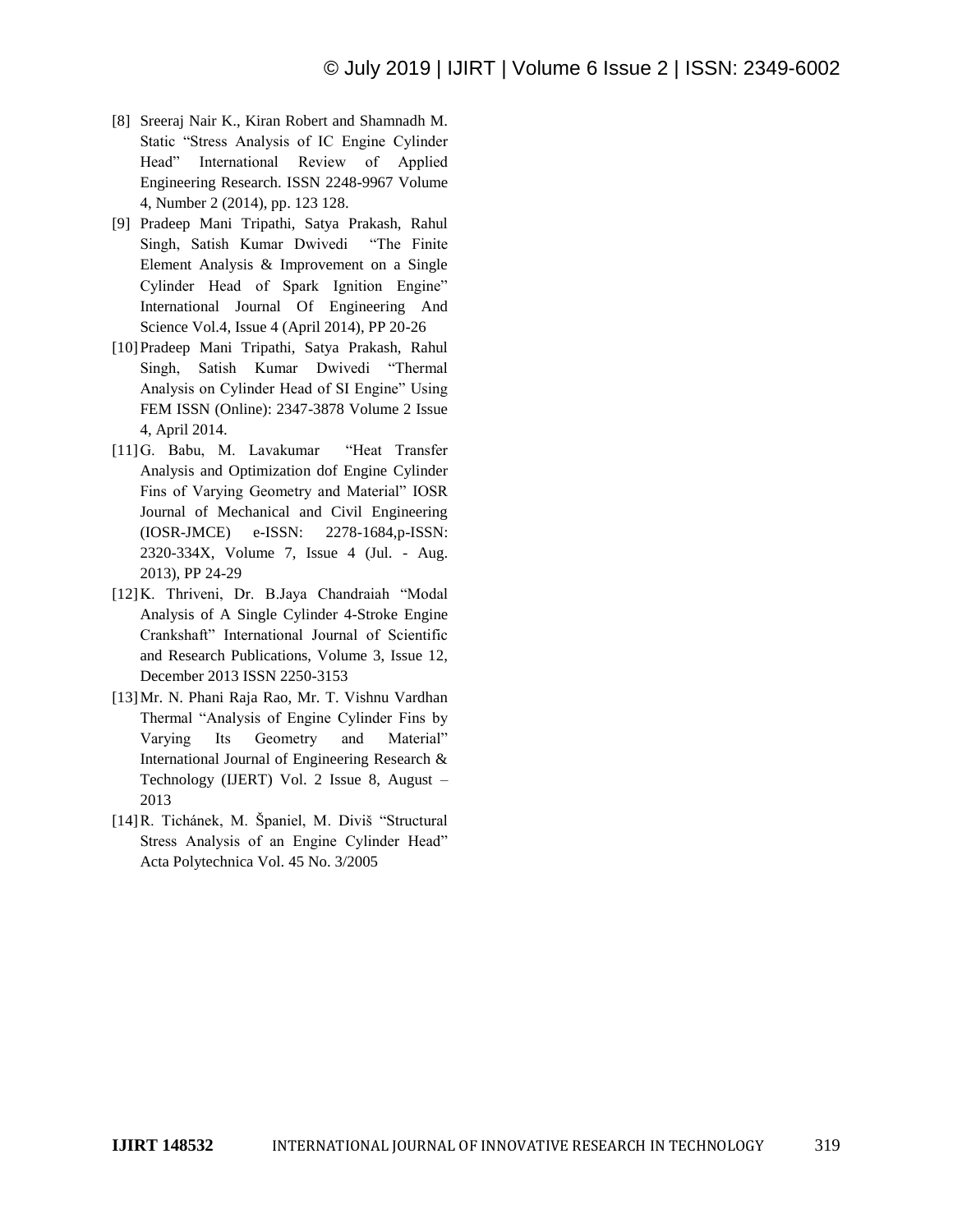[8] Sreeraj Nair K., Kiran Robert and Shamnadh M. Static "Stress Analysis of IC Engine Cylinder Head" International Review of Applied Engineering Research. ISSN 2248-9967 Volume 4, Number 2 (2014), pp. 123 128.

[9] Pradeep Mani Tripathi, Satya Prakash, Rahul Singh, Satish Kumar Dwivedi "The Finite Element Analysis & Improvement on a Single Cylinder Head of Spark Ignition Engine" International Journal Of Engineering And Science Vol.4, Issue 4 (April 2014), PP 20-26

[10] Pradeep Mani Tripathi, Satya Prakash, Rahul Singh, Satish Kumar Dwivedi "Thermal Analysis on Cylinder Head of SI Engine" Using FEM ISSN (Online): 2347-3878 Volume 2 Issue 4, April 2014.

[11] G. Babu, M. Lavakumar "Heat Transfer Analysis and Optimization dof Engine Cylinder Fins of Varying Geometry and Material" IOSR Journal of Mechanical and Civil Engineering (IOSR-JMCE) e-ISSN: 2278-1684,p-ISSN: 2320-334X, Volume 7, Issue 4 (Jul. - Aug. 2013), PP 24-29

[12] K. Thriveni, Dr. B.Jaya Chandraiah "Modal Analysis of A Single Cylinder 4-Stroke Engine Crankshaft" International Journal of Scientific and Research Publications, Volume 3, Issue 12, December 2013 ISSN 2250-3153

[13] Mr. N. Phani Raja Rao, Mr. T. Vishnu Vardhan Thermal "Analysis of Engine Cylinder Fins by Varying Its Geometry and Material" International Journal of Engineering Research & Technology (IJERT) Vol. 2 Issue 8, August – 2013

[14] R. Tichánek, M. Španiel, M. Diviš "Structural Stress Analysis of an Engine Cylinder Head" Acta Polytechnica Vol. 45 No. 3/2005